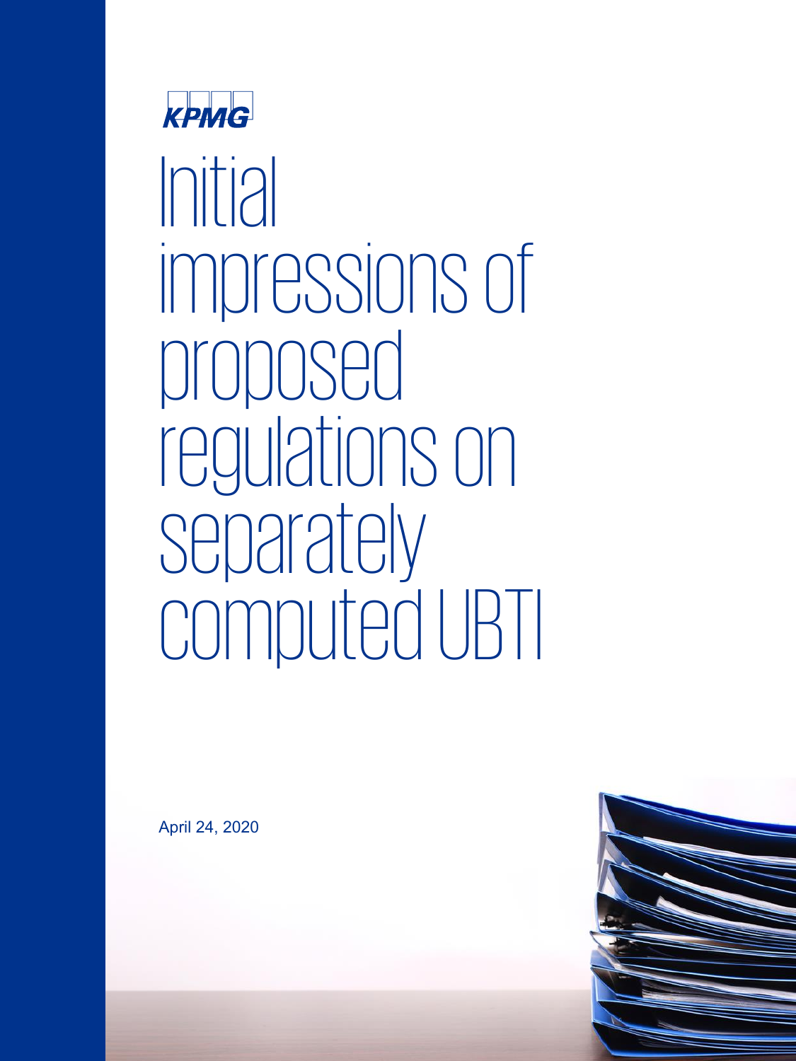KPMG

# Initial impressions of proposed regulations on separately computed UBTI

April 24, 2020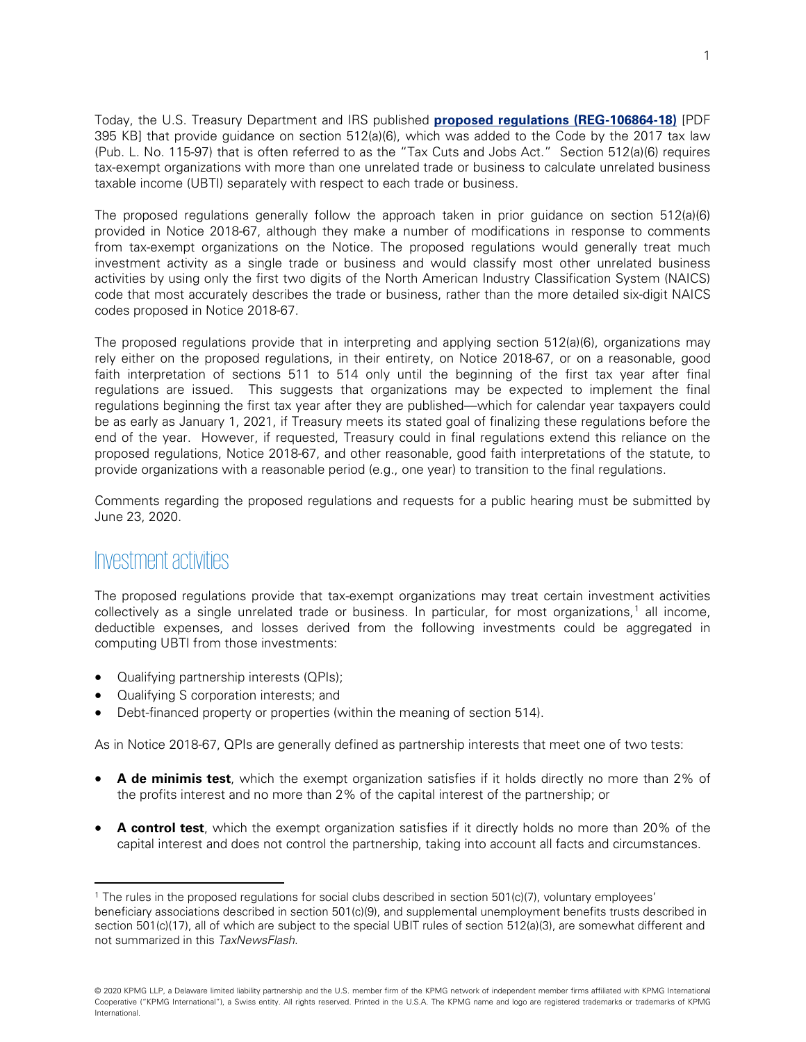Today, the U.S. Treasury Department and IRS published **proposed regulations (REG-106864-18)** [PDF 395 KB] that provide guidance on section 512(a)(6), which was added to the Code by the 2017 tax law (Pub. L. No. 115-97) that is often referred to as the "Tax Cuts and Jobs Act." Section 512(a)(6) requires tax-exempt organizations with more than one unrelated trade or business to calculate unrelated business taxable income (UBTI) separately with respect to each trade or business.

The proposed regulations generally follow the approach taken in prior guidance on section 512(a)(6) provided in Notice 2018-67, although they make a number of modifications in response to comments from tax-exempt organizations on the Notice. The proposed regulations would generally treat much investment activity as a single trade or business and would classify most other unrelated business activities by using only the first two digits of the North American Industry Classification System (NAICS) code that most accurately describes the trade or business, rather than the more detailed six-digit NAICS codes proposed in Notice 2018-67.

The proposed regulations provide that in interpreting and applying section 512(a)(6), organizations may rely either on the proposed regulations, in their entirety, on Notice 2018-67, or on a reasonable, good faith interpretation of sections 511 to 514 only until the beginning of the first tax year after final regulations are issued. This suggests that organizations may be expected to implement the final regulations beginning the first tax year after they are published—which for calendar year taxpayers could be as early as January 1, 2021, if Treasury meets its stated goal of finalizing these regulations before the end of the year. However, if requested, Treasury could in final regulations extend this reliance on the proposed regulations, Notice 2018-67, and other reasonable, good faith interpretations of the statute, to provide organizations with a reasonable period (e.g., one year) to transition to the final regulations.

Comments regarding the proposed regulations and requests for a public hearing must be submitted by June 23, 2020.

## Investment activities

The proposed regulations provide that tax-exempt organizations may treat certain investment activities collectively as a single unrelated trade or business. In particular, for most organizations,[1] all income, deductible expenses, and losses derived from the following investments could be aggregated in computing UBTI from those investments:

- Qualifying partnership interests (QPIs);
- Qualifying S corporation interests; and
- Debt-financed property or properties (within the meaning of section 514).

As in Notice 2018-67, QPIs are generally defined as partnership interests that meet one of two tests:

- **A de minimis test**, which the exempt organization satisfies if it holds directly no more than 2% of the profits interest and no more than 2% of the capital interest of the partnership; or
- **A control test**, which the exempt organization satisfies if it directly holds no more than 20% of the capital interest and does not control the partnership, taking into account all facts and circumstances.

[1] The rules in the proposed regulations for social clubs described in section 501(c)(7), voluntary employees' beneficiary associations described in section 501(c)(9), and supplemental unemployment benefits trusts described in section 501(c)(17), all of which are subject to the special UBIT rules of section 512(a)(3), are somewhat different and not summarized in this *TaxNewsFlash*.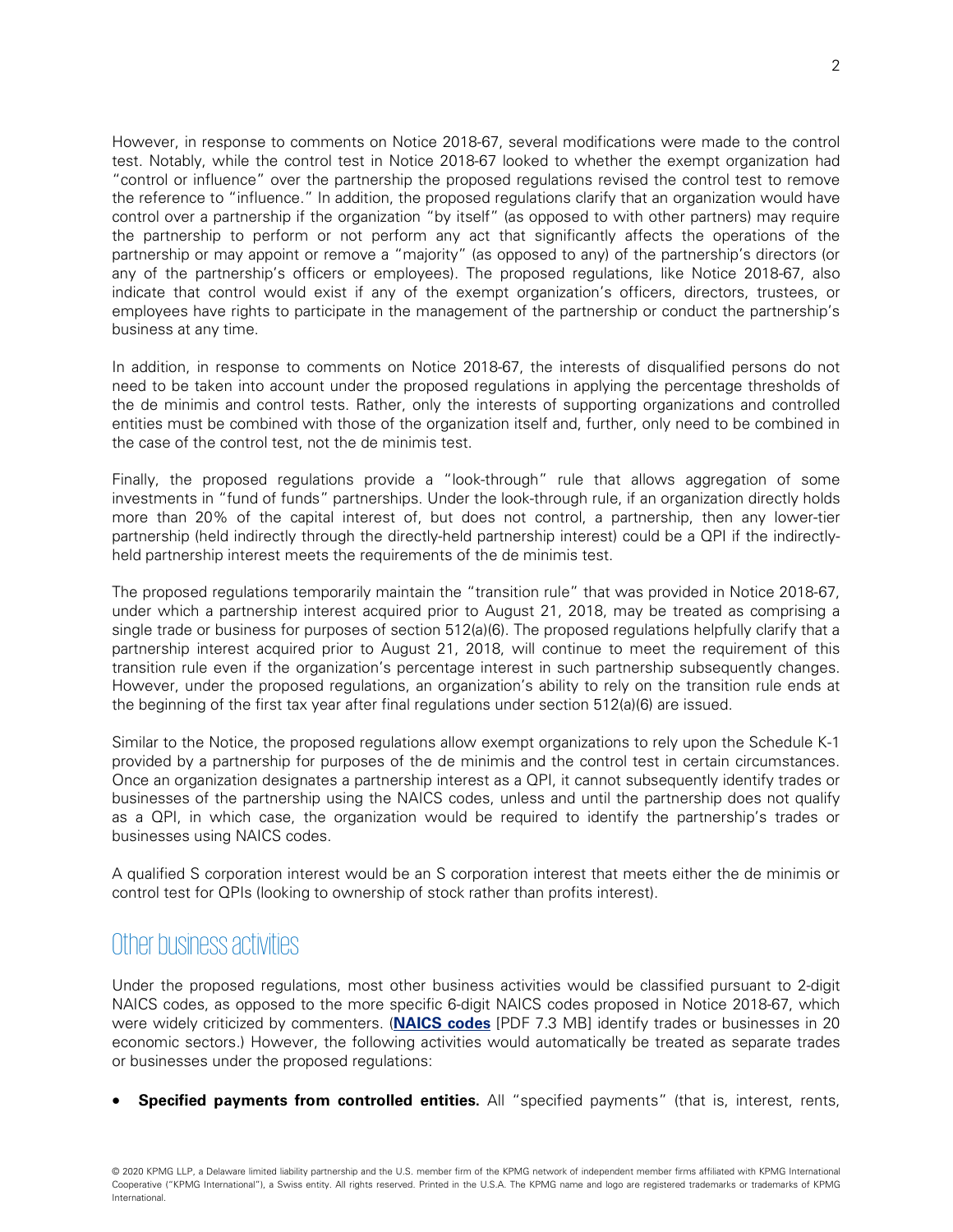However, in response to comments on Notice 2018-67, several modifications were made to the control test. Notably, while the control test in Notice 2018-67 looked to whether the exempt organization had "control or influence" over the partnership the proposed regulations revised the control test to remove the reference to "influence." In addition, the proposed regulations clarify that an organization would have control over a partnership if the organization "by itself" (as opposed to with other partners) may require the partnership to perform or not perform any act that significantly affects the operations of the partnership or may appoint or remove a "majority" (as opposed to any) of the partnership's directors (or any of the partnership's officers or employees). The proposed regulations, like Notice 2018-67, also indicate that control would exist if any of the exempt organization's officers, directors, trustees, or employees have rights to participate in the management of the partnership or conduct the partnership's business at any time.

In addition, in response to comments on Notice 2018-67, the interests of disqualified persons do not need to be taken into account under the proposed regulations in applying the percentage thresholds of the de minimis and control tests. Rather, only the interests of supporting organizations and controlled entities must be combined with those of the organization itself and, further, only need to be combined in the case of the control test, not the de minimis test.

Finally, the proposed regulations provide a "look-through" rule that allows aggregation of some investments in "fund of funds" partnerships. Under the look-through rule, if an organization directly holds more than 20% of the capital interest of, but does not control, a partnership, then any lower-tier partnership (held indirectly through the directly-held partnership interest) could be a QPI if the indirectly-held partnership interest meets the requirements of the de minimis test.

The proposed regulations temporarily maintain the "transition rule" that was provided in Notice 2018-67, under which a partnership interest acquired prior to August 21, 2018, may be treated as comprising a single trade or business for purposes of section 512(a)(6). The proposed regulations helpfully clarify that a partnership interest acquired prior to August 21, 2018, will continue to meet the requirement of this transition rule even if the organization's percentage interest in such partnership subsequently changes. However, under the proposed regulations, an organization's ability to rely on the transition rule ends at the beginning of the first tax year after final regulations under section 512(a)(6) are issued.

Similar to the Notice, the proposed regulations allow exempt organizations to rely upon the Schedule K-1 provided by a partnership for purposes of the de minimis and the control test in certain circumstances. Once an organization designates a partnership interest as a QPI, it cannot subsequently identify trades or businesses of the partnership using the NAICS codes, unless and until the partnership does not qualify as a QPI, in which case, the organization would be required to identify the partnership's trades or businesses using NAICS codes.

A qualified S corporation interest would be an S corporation interest that meets either the de minimis or control test for QPIs (looking to ownership of stock rather than profits interest).

## Other business activities

Under the proposed regulations, most other business activities would be classified pursuant to 2-digit NAICS codes, as opposed to the more specific 6-digit NAICS codes proposed in Notice 2018-67, which were widely criticized by commenters. (**NAICS codes** [PDF 7.3 MB] identify trades or businesses in 20 economic sectors.) However, the following activities would automatically be treated as separate trades or businesses under the proposed regulations:

- **Specified payments from controlled entities.** All "specified payments" (that is, interest, rents,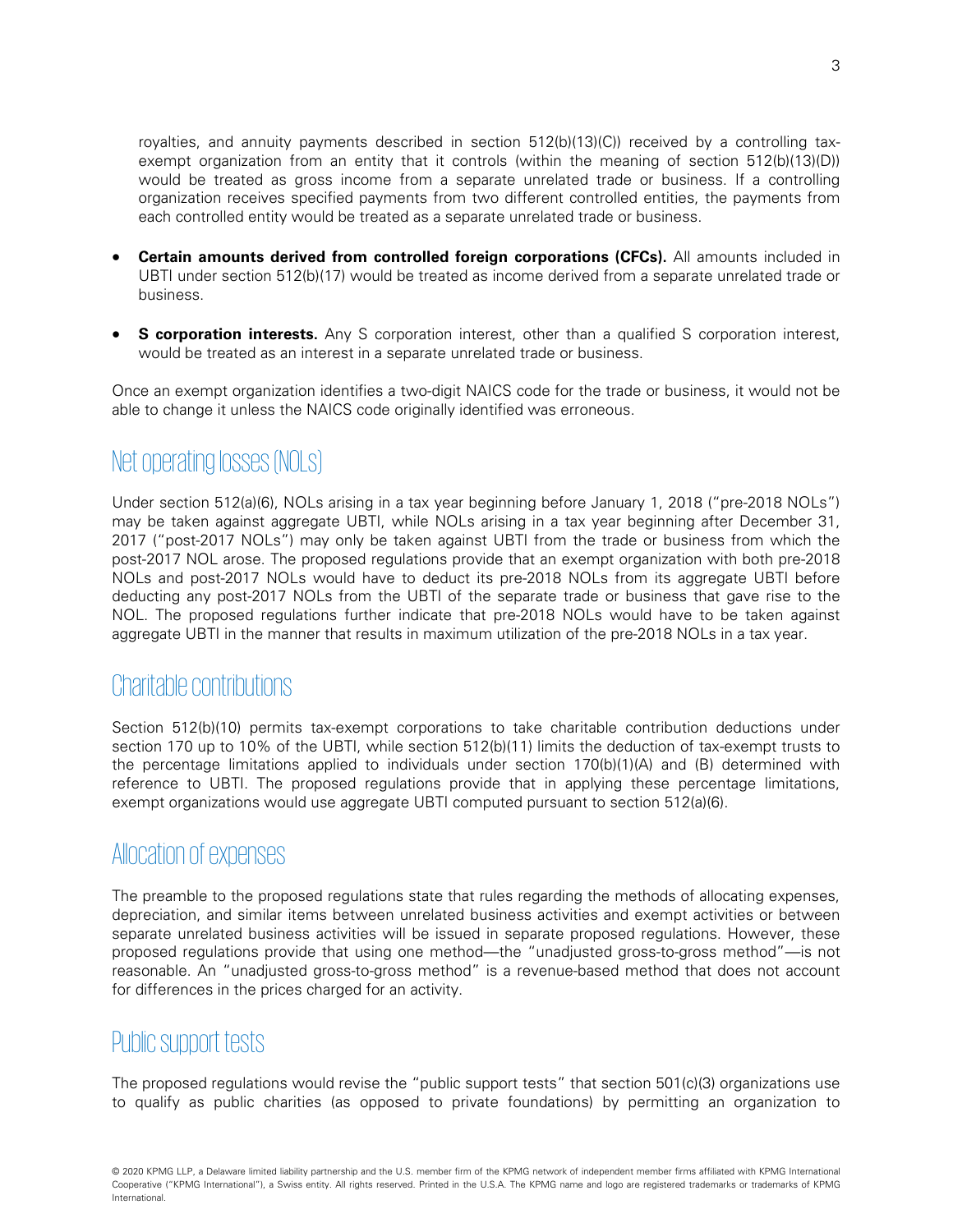royalties, and annuity payments described in section 512(b)(13)(C)) received by a controlling tax-exempt organization from an entity that it controls (within the meaning of section 512(b)(13)(D)) would be treated as gross income from a separate unrelated trade or business. If a controlling organization receives specified payments from two different controlled entities, the payments from each controlled entity would be treated as a separate unrelated trade or business.

- **Certain amounts derived from controlled foreign corporations (CFCs).** All amounts included in UBTI under section 512(b)(17) would be treated as income derived from a separate unrelated trade or business.
- **S corporation interests.** Any S corporation interest, other than a qualified S corporation interest, would be treated as an interest in a separate unrelated trade or business.

Once an exempt organization identifies a two-digit NAICS code for the trade or business, it would not be able to change it unless the NAICS code originally identified was erroneous.

## Net operating losses (NOLs)

Under section 512(a)(6), NOLs arising in a tax year beginning before January 1, 2018 ("pre-2018 NOLs") may be taken against aggregate UBTI, while NOLs arising in a tax year beginning after December 31, 2017 ("post-2017 NOLs") may only be taken against UBTI from the trade or business from which the post-2017 NOL arose. The proposed regulations provide that an exempt organization with both pre-2018 NOLs and post-2017 NOLs would have to deduct its pre-2018 NOLs from its aggregate UBTI before deducting any post-2017 NOLs from the UBTI of the separate trade or business that gave rise to the NOL. The proposed regulations further indicate that pre-2018 NOLs would have to be taken against aggregate UBTI in the manner that results in maximum utilization of the pre-2018 NOLs in a tax year.

## Charitable contributions

Section 512(b)(10) permits tax-exempt corporations to take charitable contribution deductions under section 170 up to 10% of the UBTI, while section 512(b)(11) limits the deduction of tax-exempt trusts to the percentage limitations applied to individuals under section 170(b)(1)(A) and (B) determined with reference to UBTI. The proposed regulations provide that in applying these percentage limitations, exempt organizations would use aggregate UBTI computed pursuant to section 512(a)(6).

## Allocation of expenses

The preamble to the proposed regulations state that rules regarding the methods of allocating expenses, depreciation, and similar items between unrelated business activities and exempt activities or between separate unrelated business activities will be issued in separate proposed regulations. However, these proposed regulations provide that using one method—the "unadjusted gross-to-gross method"—is not reasonable. An "unadjusted gross-to-gross method" is a revenue-based method that does not account for differences in the prices charged for an activity.

## Public support tests

The proposed regulations would revise the "public support tests" that section 501(c)(3) organizations use to qualify as public charities (as opposed to private foundations) by permitting an organization to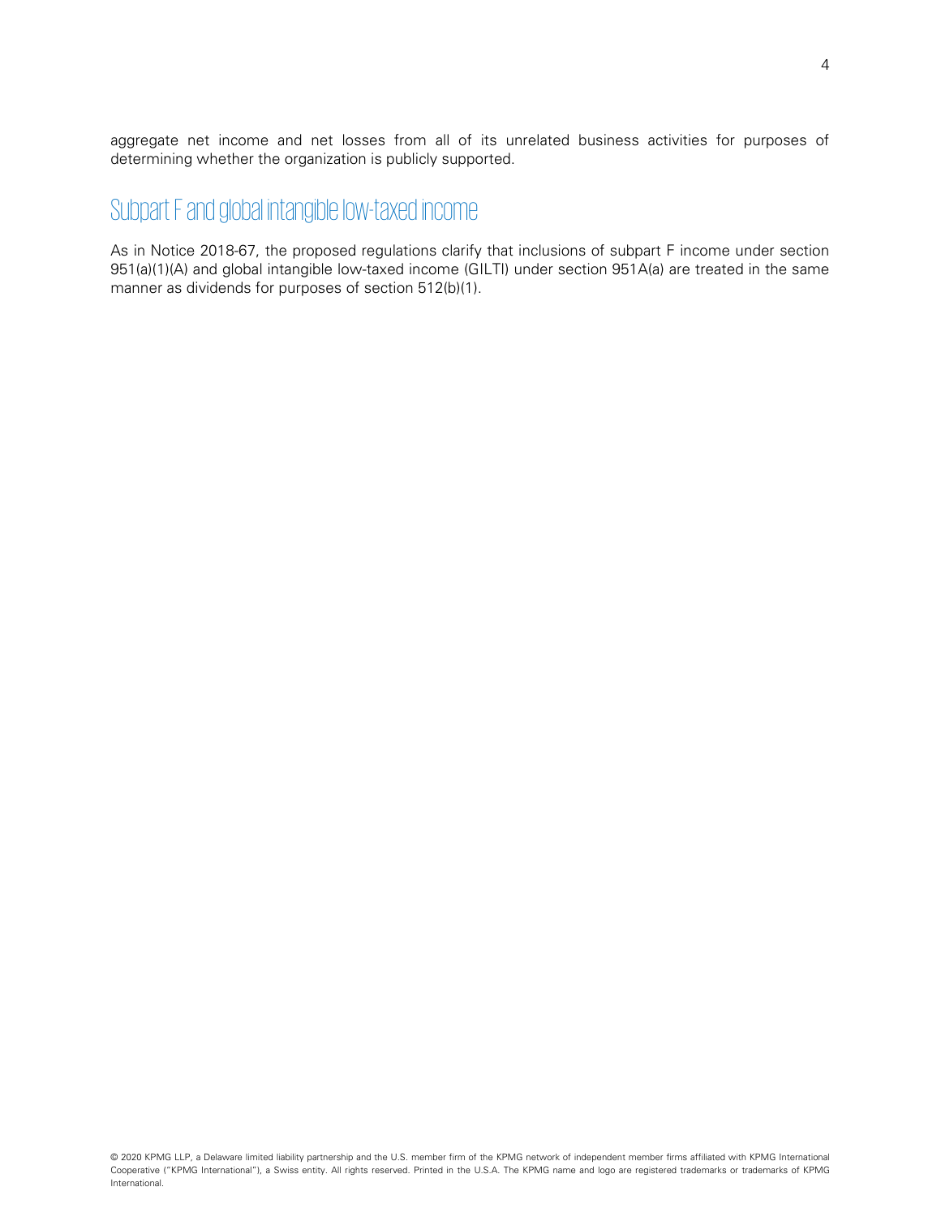aggregate net income and net losses from all of its unrelated business activities for purposes of determining whether the organization is publicly supported.

## Subpart F and global intangible low-taxed income

As in Notice 2018-67, the proposed regulations clarify that inclusions of subpart F income under section 951(a)(1)(A) and global intangible low-taxed income (GILTI) under section 951A(a) are treated in the same manner as dividends for purposes of section 512(b)(1).

© 2020 KPMG LLP, a Delaware limited liability partnership and the U.S. member firm of the KPMG network of independent member firms affiliated with KPMG International Cooperative ("KPMG International"), a Swiss entity. All rights reserved. Printed in the U.S.A. The KPMG name and logo are registered trademarks or trademarks of KPMG International.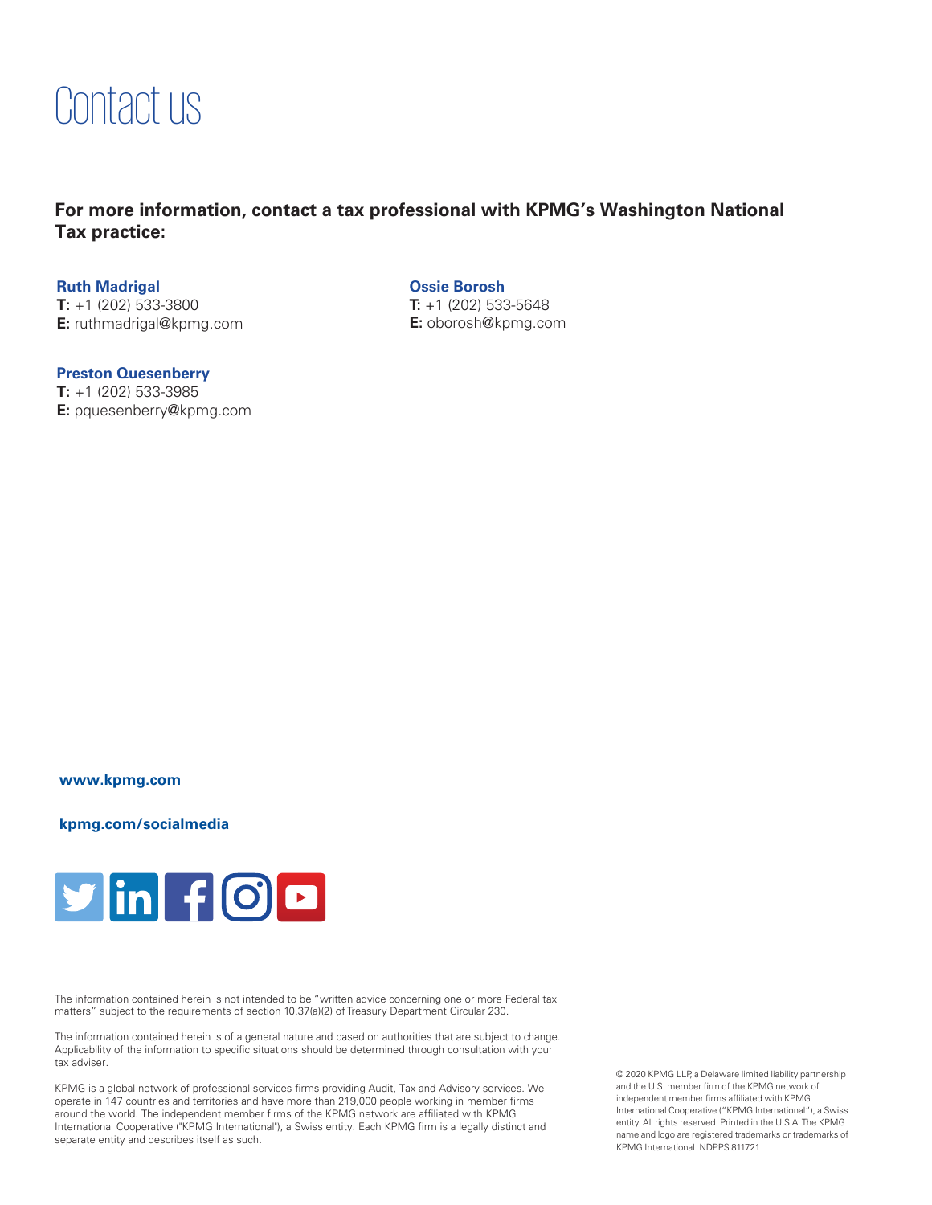# Contact us

**For more information, contact a tax professional with KPMG's Washington National Tax practice:**

**Ruth Madrigal**
**T:** +1 (202) 533-3800
**E:** ruthmadrigal@kpmg.com

**Ossie Borosh**
**T:** +1 (202) 533-5648
**E:** oborosh@kpmg.com

**Preston Quesenberry**
**T:** +1 (202) 533-3985
**E:** pquesenberry@kpmg.com

**www.kpmg.com**

**kpmg.com/socialmedia**

The information contained herein is not intended to be "written advice concerning one or more Federal tax matters" subject to the requirements of section 10.37(a)(2) of Treasury Department Circular 230.

The information contained herein is of a general nature and based on authorities that are subject to change. Applicability of the information to specific situations should be determined through consultation with your tax adviser.

KPMG is a global network of professional services firms providing Audit, Tax and Advisory services. We operate in 147 countries and territories and have more than 219,000 people working in member firms around the world. The independent member firms of the KPMG network are affiliated with KPMG International Cooperative ("KPMG International"), a Swiss entity. Each KPMG firm is a legally distinct and separate entity and describes itself as such.

© 2020 KPMG LLP, a Delaware limited liability partnership and the U.S. member firm of the KPMG network of independent member firms affiliated with KPMG International Cooperative ("KPMG International"), a Swiss entity. All rights reserved. Printed in the U.S.A. The KPMG name and logo are registered trademarks or trademarks of KPMG International. NDPPS 811721